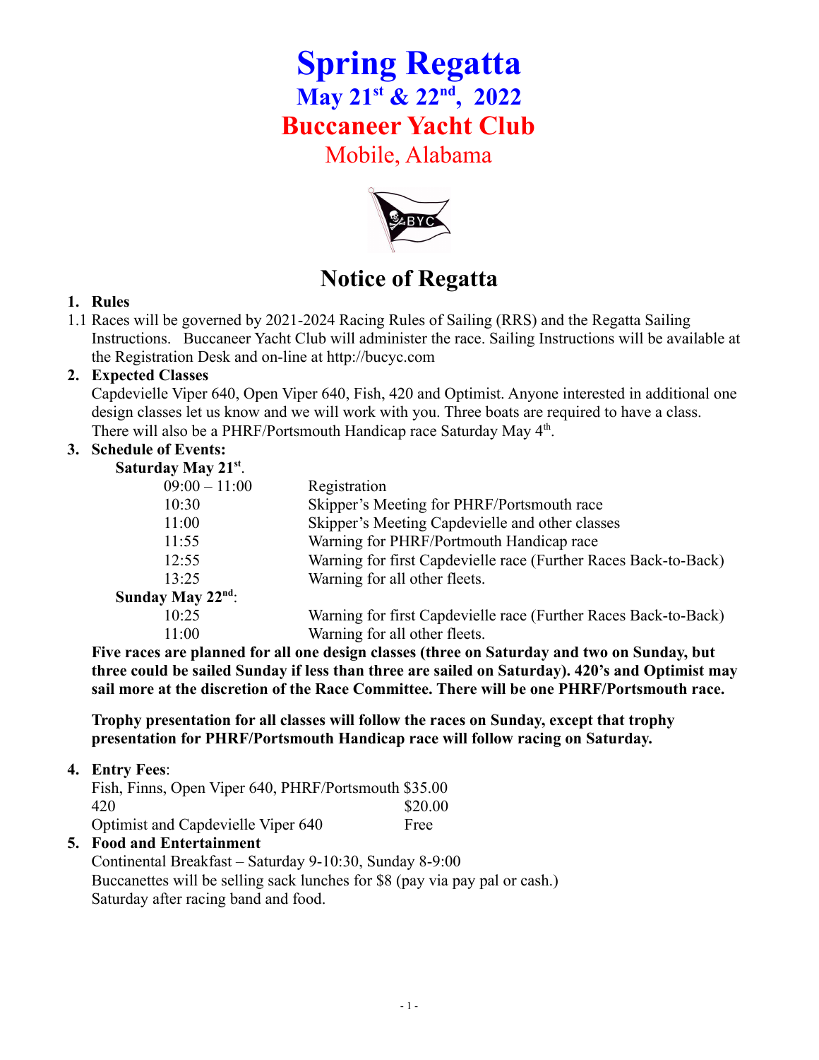# Spring Regatta

## May 21st & 22nd, 2022

## Buccaneer Yacht Club

### Mobile, Alabama

## Notice of Regatta

1. **Rules**

1.1 Races will be governed by 2021-2024 Racing Rules of Sailing (RRS) and the Regatta Sailing Instructions. Buccaneer Yacht Club will administer the race. Sailing Instructions will be available at the Registration Desk and on-line at http://bucyc.com

2. **Expected Classes**

   Capdevielle Viper 640, Open Viper 640, Fish, 420 and Optimist. Anyone interested in additional one design classes let us know and we will work with you. Three boats are required to have a class. There will also be a PHRF/Portsmouth Handicap race Saturday May 4th.

3. **Schedule of Events:**

   **Saturday May 21st.**

| | |
|---|---|
| 09:00 – 11:00 | Registration |
| 10:30 | Skipper's Meeting for PHRF/Portsmouth race |
| 11:00 | Skipper's Meeting Capdevielle and other classes |
| 11:55 | Warning for PHRF/Portmouth Handicap race |
| 12:55 | Warning for first Capdevielle race (Further Races Back-to-Back) |
| 13:25 | Warning for all other fleets. |

   **Sunday May 22nd:**

| | |
|---|---|
| 10:25 | Warning for first Capdevielle race (Further Races Back-to-Back) |
| 11:00 | Warning for all other fleets. |

   **Five races are planned for all one design classes (three on Saturday and two on Sunday, but three could be sailed Sunday if less than three are sailed on Saturday). 420's and Optimist may sail more at the discretion of the Race Committee. There will be one PHRF/Portsmouth race.**

   **Trophy presentation for all classes will follow the races on Sunday, except that trophy presentation for PHRF/Portsmouth Handicap race will follow racing on Saturday.**

4. **Entry Fees**:

| | |
|---|---|
| Fish, Finns, Open Viper 640, PHRF/Portsmouth | $35.00 |
| 420 | $20.00 |
| Optimist and Capdevielle Viper 640 | Free |

5. **Food and Entertainment**

   Continental Breakfast – Saturday 9-10:30, Sunday 8-9:00
   Buccanettes will be selling sack lunches for $8 (pay via pay pal or cash.)
   Saturday after racing band and food.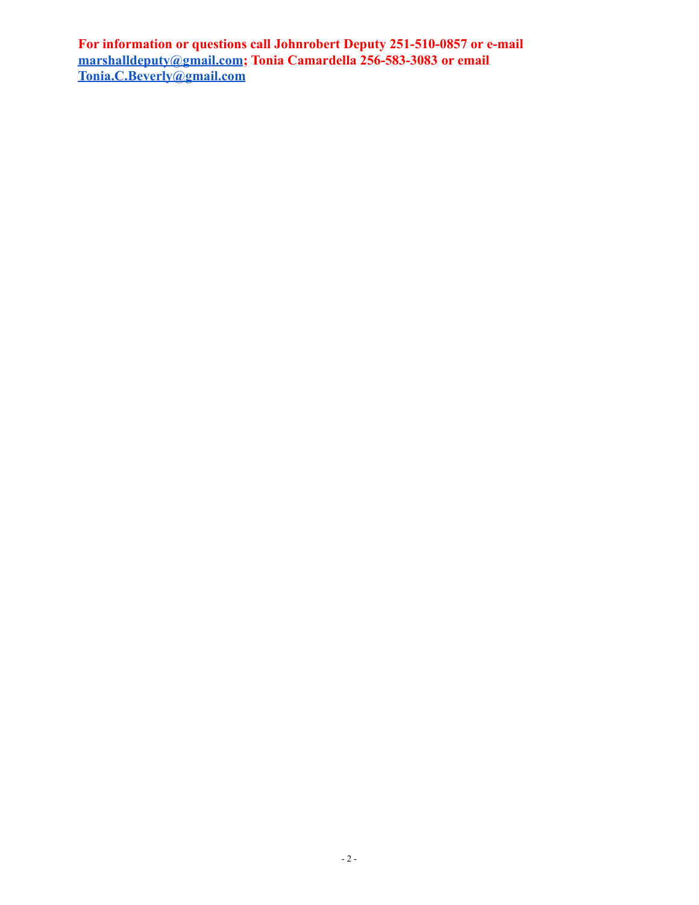**For information or questions call Johnrobert Deputy 251-510-0857 or e-mail marshalldeputy@gmail.com; Tonia Camardella 256-583-3083 or email Tonia.C.Beverly@gmail.com**